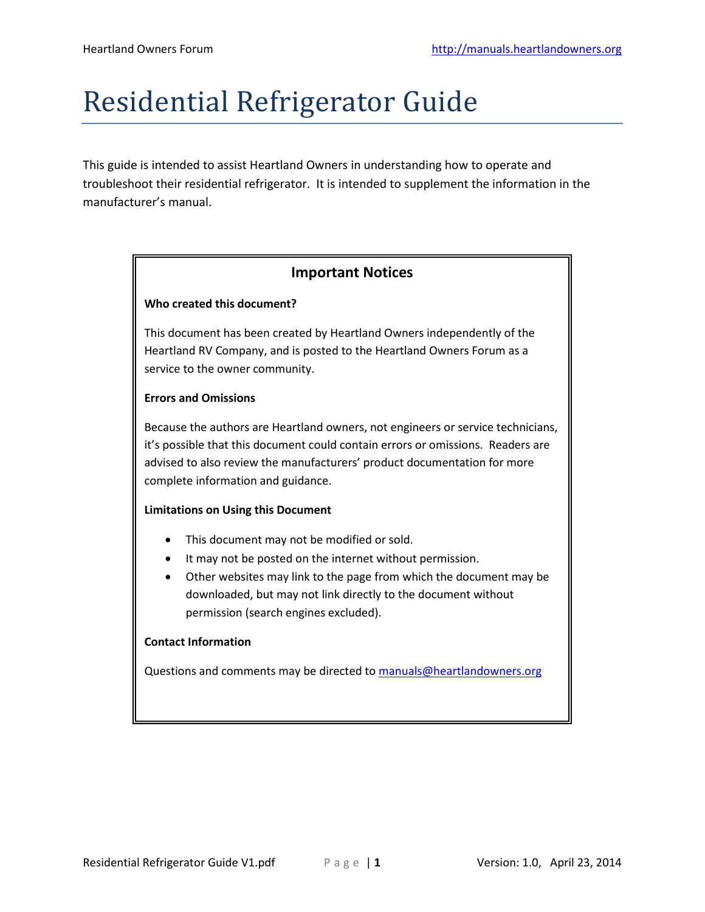# Residential Refrigerator Guide

This guide is intended to assist Heartland Owners in understanding how to operate and troubleshoot their residential refrigerator. It is intended to supplement the information in the manufacturer's manual.

## Important Notices

**Who created this document?**

This document has been created by Heartland Owners independently of the Heartland RV Company, and is posted to the Heartland Owners Forum as a service to the owner community.

**Errors and Omissions**

Because the authors are Heartland owners, not engineers or service technicians, it's possible that this document could contain errors or omissions. Readers are advised to also review the manufacturers' product documentation for more complete information and guidance.

**Limitations on Using this Document**

- This document may not be modified or sold.
- It may not be posted on the internet without permission.
- Other websites may link to the page from which the document may be downloaded, but may not link directly to the document without permission (search engines excluded).

**Contact Information**

Questions and comments may be directed to manuals@heartlandowners.org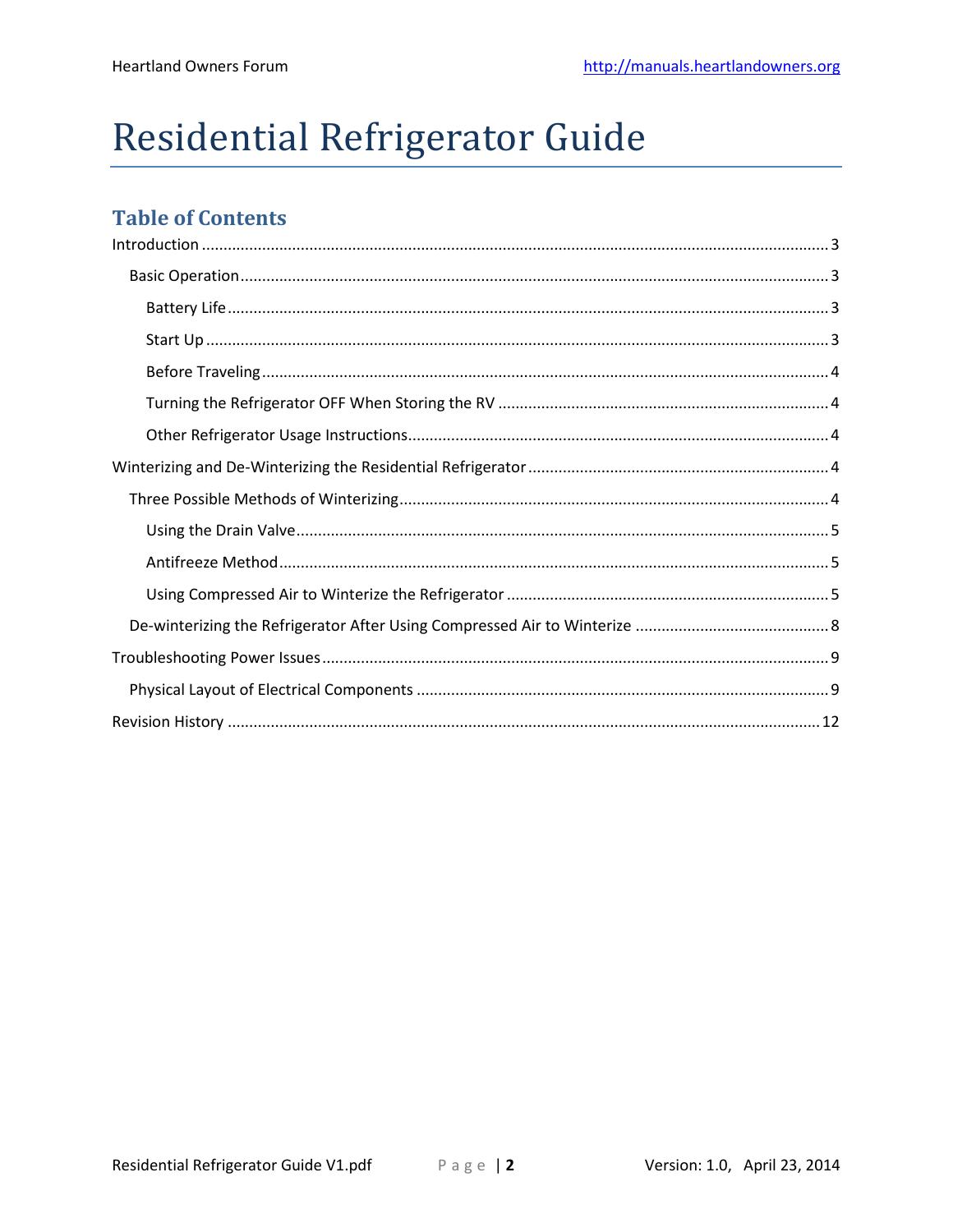# Residential Refrigerator Guide

## Table of Contents

Introduction ..... 3

- Basic Operation ..... 3
  - Battery Life ..... 3
  - Start Up ..... 3
  - Before Traveling ..... 4
  - Turning the Refrigerator OFF When Storing the RV ..... 4
  - Other Refrigerator Usage Instructions ..... 4

Winterizing and De-Winterizing the Residential Refrigerator ..... 4

- Three Possible Methods of Winterizing ..... 4
  - Using the Drain Valve ..... 5
  - Antifreeze Method ..... 5
  - Using Compressed Air to Winterize the Refrigerator ..... 5
- De-winterizing the Refrigerator After Using Compressed Air to Winterize ..... 8

Troubleshooting Power Issues ..... 9

- Physical Layout of Electrical Components ..... 9

Revision History ..... 12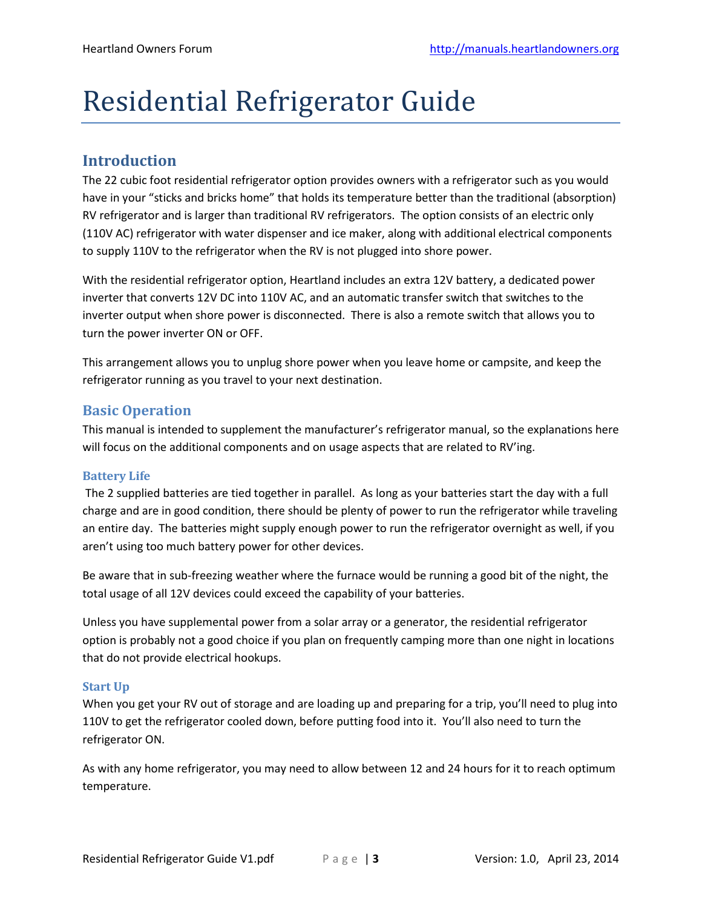# Residential Refrigerator Guide

## Introduction

The 22 cubic foot residential refrigerator option provides owners with a refrigerator such as you would have in your “sticks and bricks home” that holds its temperature better than the traditional (absorption) RV refrigerator and is larger than traditional RV refrigerators. The option consists of an electric only (110V AC) refrigerator with water dispenser and ice maker, along with additional electrical components to supply 110V to the refrigerator when the RV is not plugged into shore power.

With the residential refrigerator option, Heartland includes an extra 12V battery, a dedicated power inverter that converts 12V DC into 110V AC, and an automatic transfer switch that switches to the inverter output when shore power is disconnected. There is also a remote switch that allows you to turn the power inverter ON or OFF.

This arrangement allows you to unplug shore power when you leave home or campsite, and keep the refrigerator running as you travel to your next destination.

## Basic Operation

This manual is intended to supplement the manufacturer’s refrigerator manual, so the explanations here will focus on the additional components and on usage aspects that are related to RV’ing.

### Battery Life

The 2 supplied batteries are tied together in parallel. As long as your batteries start the day with a full charge and are in good condition, there should be plenty of power to run the refrigerator while traveling an entire day. The batteries might supply enough power to run the refrigerator overnight as well, if you aren’t using too much battery power for other devices.

Be aware that in sub-freezing weather where the furnace would be running a good bit of the night, the total usage of all 12V devices could exceed the capability of your batteries.

Unless you have supplemental power from a solar array or a generator, the residential refrigerator option is probably not a good choice if you plan on frequently camping more than one night in locations that do not provide electrical hookups.

### Start Up

When you get your RV out of storage and are loading up and preparing for a trip, you’ll need to plug into 110V to get the refrigerator cooled down, before putting food into it. You’ll also need to turn the refrigerator ON.

As with any home refrigerator, you may need to allow between 12 and 24 hours for it to reach optimum temperature.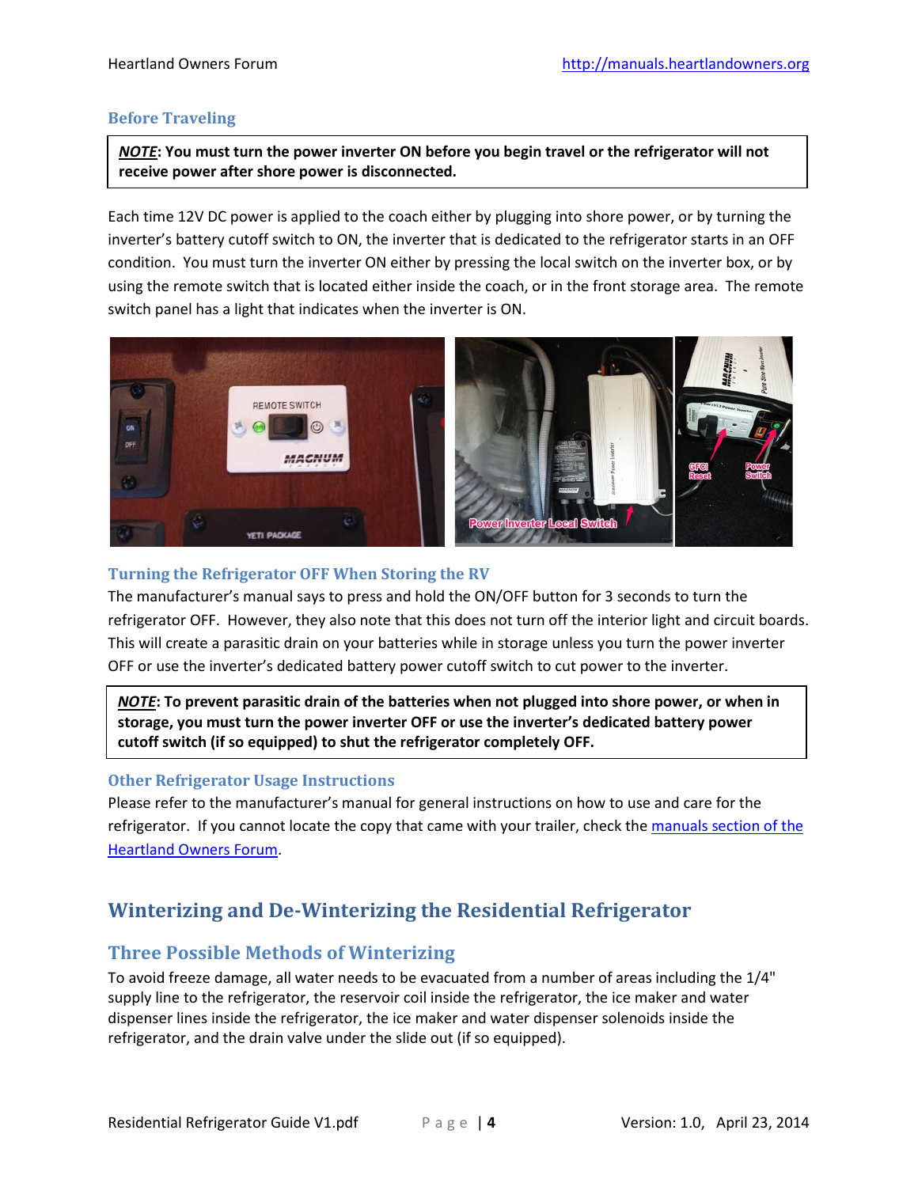### Before Traveling

> ***NOTE*: You must turn the power inverter ON before you begin travel or the refrigerator will not receive power after shore power is disconnected.**

Each time 12V DC power is applied to the coach either by plugging into shore power, or by turning the inverter's battery cutoff switch to ON, the inverter that is dedicated to the refrigerator starts in an OFF condition. You must turn the inverter ON either by pressing the local switch on the inverter box, or by using the remote switch that is located either inside the coach, or in the front storage area. The remote switch panel has a light that indicates when the inverter is ON.

### Turning the Refrigerator OFF When Storing the RV

The manufacturer's manual says to press and hold the ON/OFF button for 3 seconds to turn the refrigerator OFF. However, they also note that this does not turn off the interior light and circuit boards. This will create a parasitic drain on your batteries while in storage unless you turn the power inverter OFF or use the inverter's dedicated battery power cutoff switch to cut power to the inverter.

> ***NOTE*: To prevent parasitic drain of the batteries when not plugged into shore power, or when in storage, you must turn the power inverter OFF or use the inverter's dedicated battery power cutoff switch (if so equipped) to shut the refrigerator completely OFF.**

### Other Refrigerator Usage Instructions

Please refer to the manufacturer's manual for general instructions on how to use and care for the refrigerator. If you cannot locate the copy that came with your trailer, check the manuals section of the Heartland Owners Forum.

## Winterizing and De-Winterizing the Residential Refrigerator

### Three Possible Methods of Winterizing

To avoid freeze damage, all water needs to be evacuated from a number of areas including the 1/4" supply line to the refrigerator, the reservoir coil inside the refrigerator, the ice maker and water dispenser lines inside the refrigerator, the ice maker and water dispenser solenoids inside the refrigerator, and the drain valve under the slide out (if so equipped).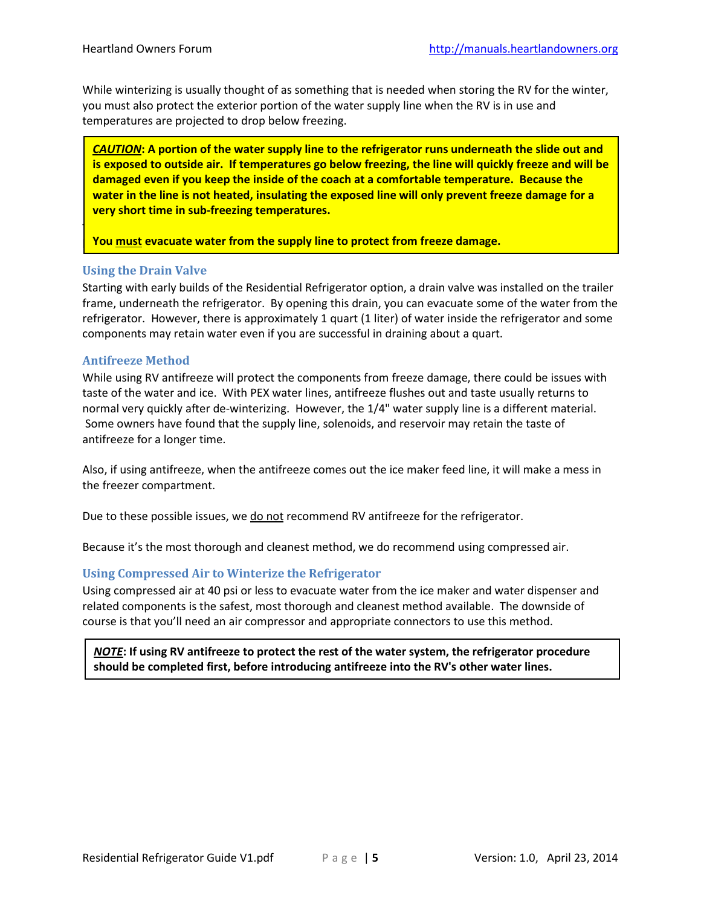While winterizing is usually thought of as something that is needed when storing the RV for the winter, you must also protect the exterior portion of the water supply line when the RV is in use and temperatures are projected to drop below freezing.

> ***CAUTION*: A portion of the water supply line to the refrigerator runs underneath the slide out and is exposed to outside air. If temperatures go below freezing, the line will quickly freeze and will be damaged even if you keep the inside of the coach at a comfortable temperature. Because the water in the line is not heated, insulating the exposed line will only prevent freeze damage for a very short time in sub-freezing temperatures.**
>
> **You <u>must</u> evacuate water from the supply line to protect from freeze damage.**

### Using the Drain Valve

Starting with early builds of the Residential Refrigerator option, a drain valve was installed on the trailer frame, underneath the refrigerator. By opening this drain, you can evacuate some of the water from the refrigerator. However, there is approximately 1 quart (1 liter) of water inside the refrigerator and some components may retain water even if you are successful in draining about a quart.

### Antifreeze Method

While using RV antifreeze will protect the components from freeze damage, there could be issues with taste of the water and ice. With PEX water lines, antifreeze flushes out and taste usually returns to normal very quickly after de-winterizing. However, the 1/4" water supply line is a different material. Some owners have found that the supply line, solenoids, and reservoir may retain the taste of antifreeze for a longer time.

Also, if using antifreeze, when the antifreeze comes out the ice maker feed line, it will make a mess in the freezer compartment.

Due to these possible issues, we <u>do not</u> recommend RV antifreeze for the refrigerator.

Because it's the most thorough and cleanest method, we do recommend using compressed air.

### Using Compressed Air to Winterize the Refrigerator

Using compressed air at 40 psi or less to evacuate water from the ice maker and water dispenser and related components is the safest, most thorough and cleanest method available. The downside of course is that you'll need an air compressor and appropriate connectors to use this method.

> ***NOTE*: If using RV antifreeze to protect the rest of the water system, the refrigerator procedure should be completed first, before introducing antifreeze into the RV's other water lines.**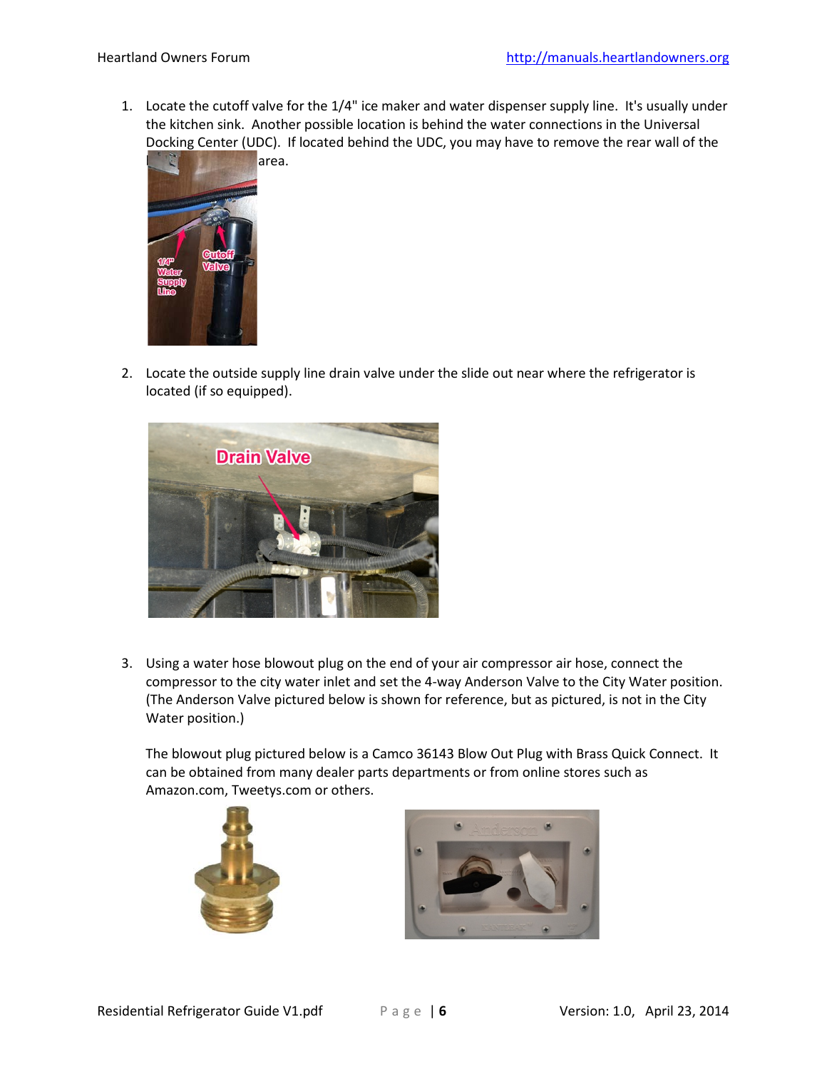1. Locate the cutoff valve for the 1/4" ice maker and water dispenser supply line. It's usually under the kitchen sink. Another possible location is behind the water connections in the Universal Docking Center (UDC). If located behind the UDC, you may have to remove the rear wall of the area.

2. Locate the outside supply line drain valve under the slide out near where the refrigerator is located (if so equipped).

3. Using a water hose blowout plug on the end of your air compressor air hose, connect the compressor to the city water inlet and set the 4-way Anderson Valve to the City Water position. (The Anderson Valve pictured below is shown for reference, but as pictured, is not in the City Water position.)

   The blowout plug pictured below is a Camco 36143 Blow Out Plug with Brass Quick Connect. It can be obtained from many dealer parts departments or from online stores such as Amazon.com, Tweetys.com or others.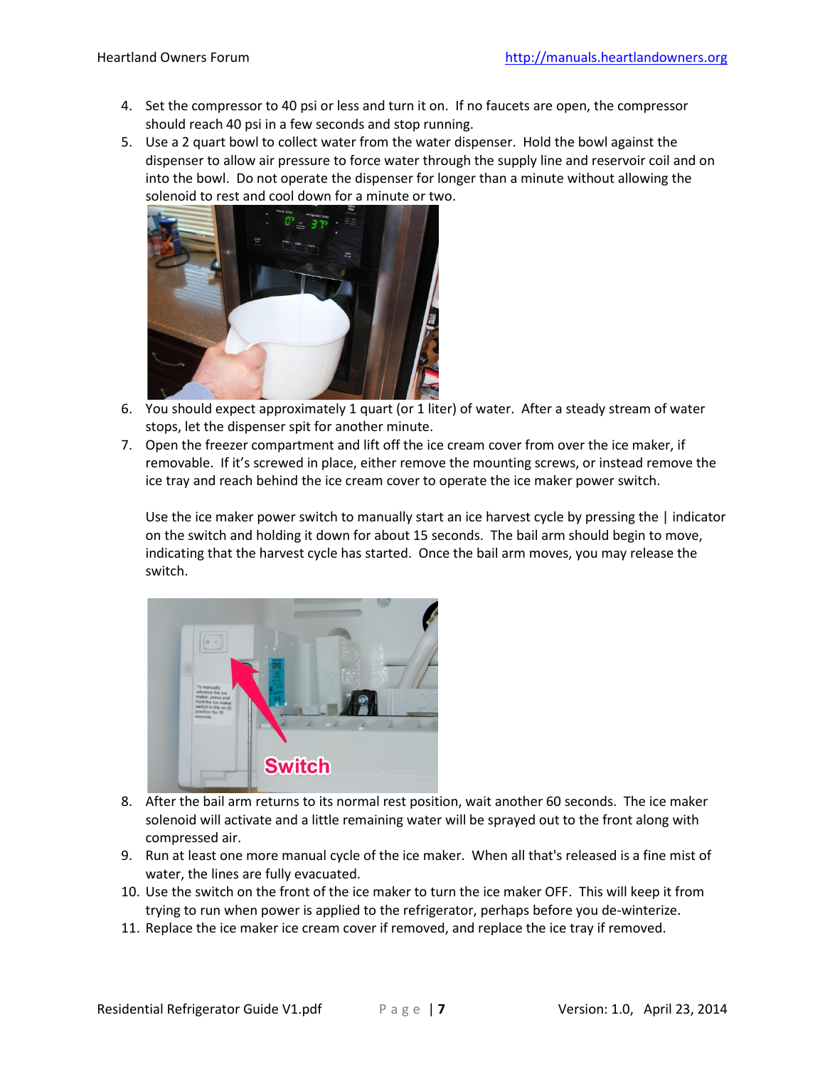4. Set the compressor to 40 psi or less and turn it on. If no faucets are open, the compressor should reach 40 psi in a few seconds and stop running.
5. Use a 2 quart bowl to collect water from the water dispenser. Hold the bowl against the dispenser to allow air pressure to force water through the supply line and reservoir coil and on into the bowl. Do not operate the dispenser for longer than a minute without allowing the solenoid to rest and cool down for a minute or two.
6. You should expect approximately 1 quart (or 1 liter) of water. After a steady stream of water stops, let the dispenser spit for another minute.
7. Open the freezer compartment and lift off the ice cream cover from over the ice maker, if removable. If it's screwed in place, either remove the mounting screws, or instead remove the ice tray and reach behind the ice cream cover to operate the ice maker power switch.

   Use the ice maker power switch to manually start an ice harvest cycle by pressing the | indicator on the switch and holding it down for about 15 seconds. The bail arm should begin to move, indicating that the harvest cycle has started. Once the bail arm moves, you may release the switch.
8. After the bail arm returns to its normal rest position, wait another 60 seconds. The ice maker solenoid will activate and a little remaining water will be sprayed out to the front along with compressed air.
9. Run at least one more manual cycle of the ice maker. When all that's released is a fine mist of water, the lines are fully evacuated.
10. Use the switch on the front of the ice maker to turn the ice maker OFF. This will keep it from trying to run when power is applied to the refrigerator, perhaps before you de-winterize.
11. Replace the ice maker ice cream cover if removed, and replace the ice tray if removed.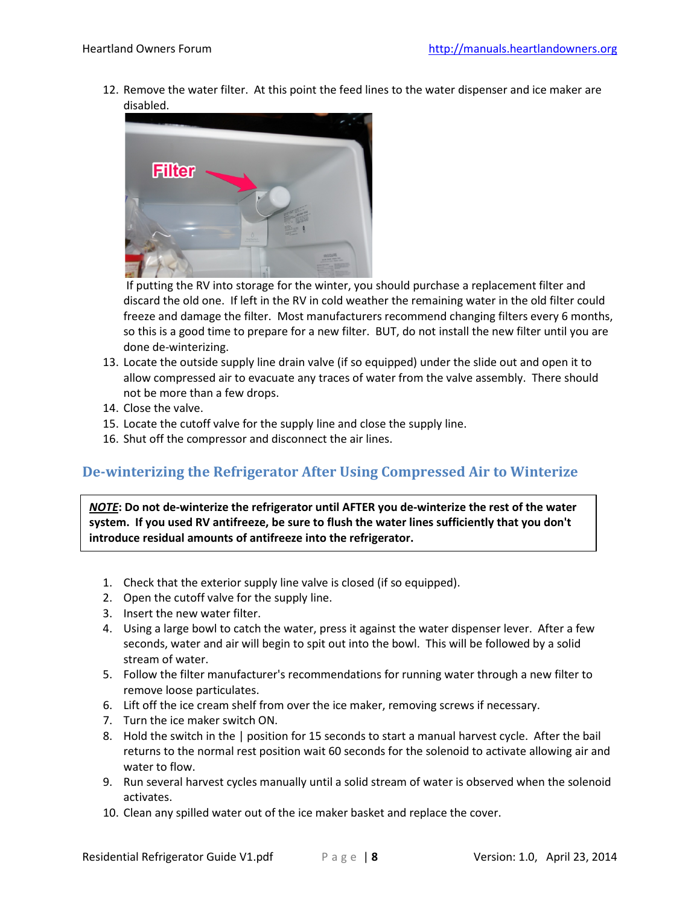12. Remove the water filter. At this point the feed lines to the water dispenser and ice maker are disabled.

    If putting the RV into storage for the winter, you should purchase a replacement filter and discard the old one. If left in the RV in cold weather the remaining water in the old filter could freeze and damage the filter. Most manufacturers recommend changing filters every 6 months, so this is a good time to prepare for a new filter. BUT, do not install the new filter until you are done de-winterizing.
13. Locate the outside supply line drain valve (if so equipped) under the slide out and open it to allow compressed air to evacuate any traces of water from the valve assembly. There should not be more than a few drops.
14. Close the valve.
15. Locate the cutoff valve for the supply line and close the supply line.
16. Shut off the compressor and disconnect the air lines.

## De-winterizing the Refrigerator After Using Compressed Air to Winterize

***NOTE*: Do not de-winterize the refrigerator until AFTER you de-winterize the rest of the water system. If you used RV antifreeze, be sure to flush the water lines sufficiently that you don't introduce residual amounts of antifreeze into the refrigerator.**

1. Check that the exterior supply line valve is closed (if so equipped).
2. Open the cutoff valve for the supply line.
3. Insert the new water filter.
4. Using a large bowl to catch the water, press it against the water dispenser lever. After a few seconds, water and air will begin to spit out into the bowl. This will be followed by a solid stream of water.
5. Follow the filter manufacturer's recommendations for running water through a new filter to remove loose particulates.
6. Lift off the ice cream shelf from over the ice maker, removing screws if necessary.
7. Turn the ice maker switch ON.
8. Hold the switch in the | position for 15 seconds to start a manual harvest cycle. After the bail returns to the normal rest position wait 60 seconds for the solenoid to activate allowing air and water to flow.
9. Run several harvest cycles manually until a solid stream of water is observed when the solenoid activates.
10. Clean any spilled water out of the ice maker basket and replace the cover.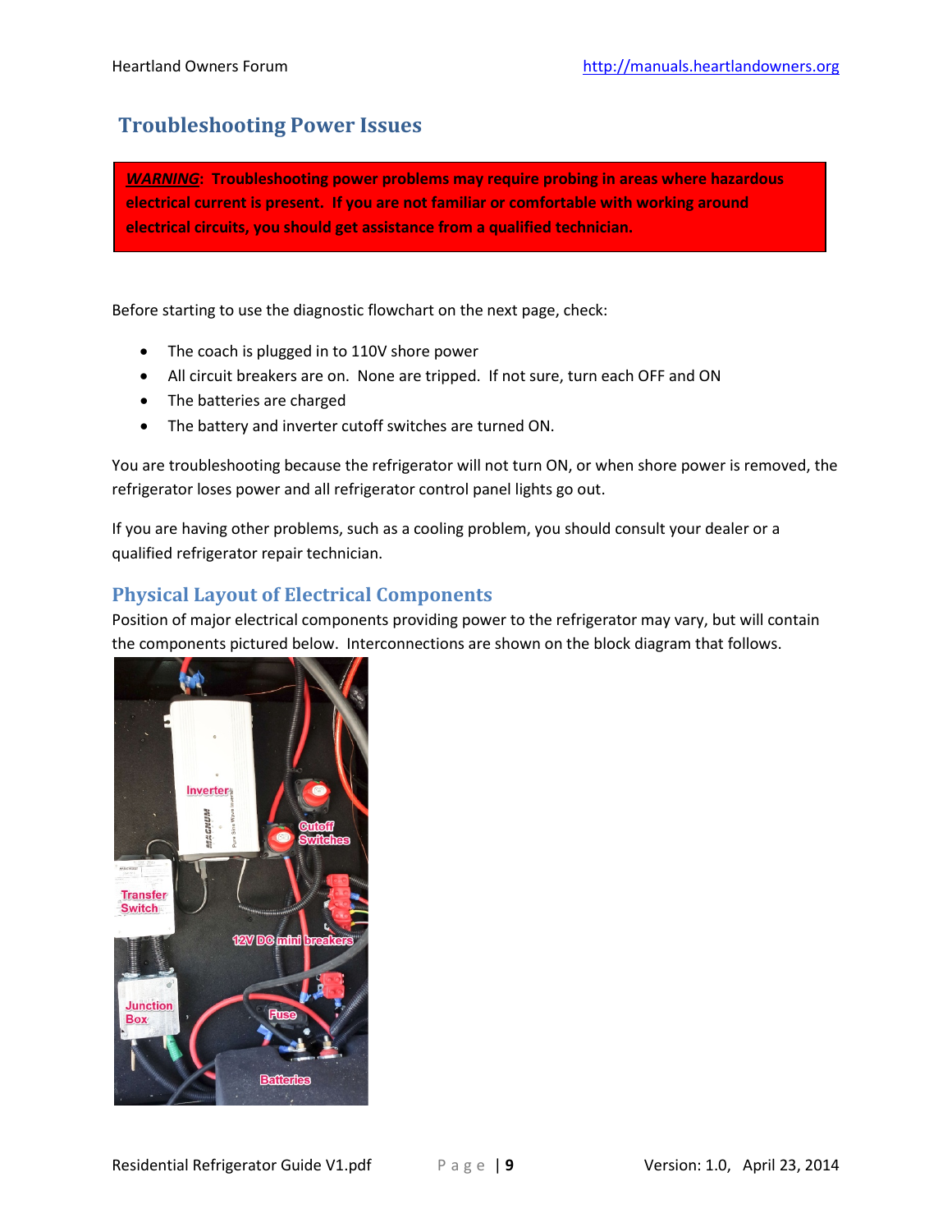## Troubleshooting Power Issues

***WARNING*: Troubleshooting power problems may require probing in areas where hazardous electrical current is present. If you are not familiar or comfortable with working around electrical circuits, you should get assistance from a qualified technician.**

Before starting to use the diagnostic flowchart on the next page, check:

- The coach is plugged in to 110V shore power
- All circuit breakers are on. None are tripped. If not sure, turn each OFF and ON
- The batteries are charged
- The battery and inverter cutoff switches are turned ON.

You are troubleshooting because the refrigerator will not turn ON, or when shore power is removed, the refrigerator loses power and all refrigerator control panel lights go out.

If you are having other problems, such as a cooling problem, you should consult your dealer or a qualified refrigerator repair technician.

### Physical Layout of Electrical Components

Position of major electrical components providing power to the refrigerator may vary, but will contain the components pictured below. Interconnections are shown on the block diagram that follows.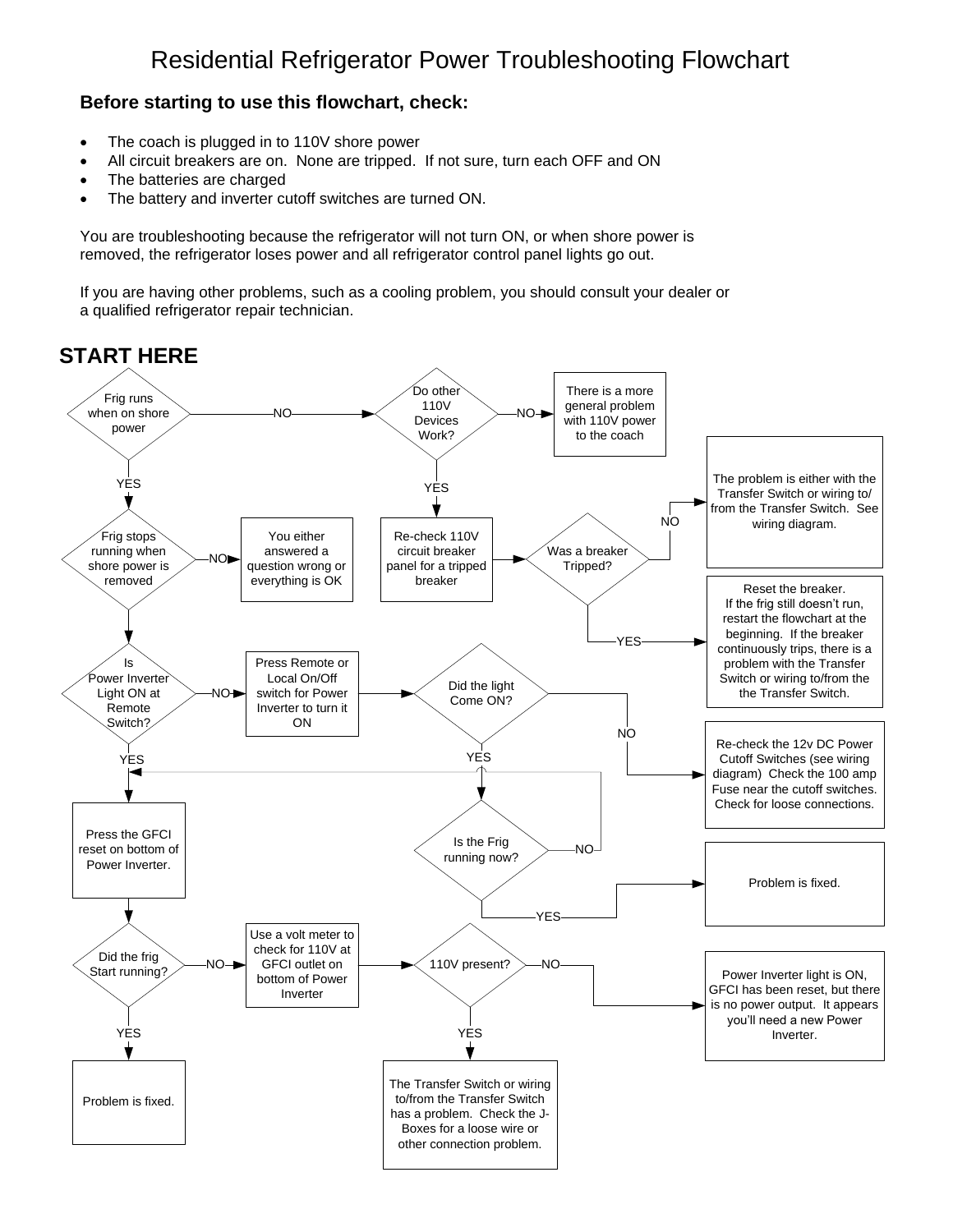# Residential Refrigerator Power Troubleshooting Flowchart

**Before starting to use this flowchart, check:**

- The coach is plugged in to 110V shore power
- All circuit breakers are on. None are tripped. If not sure, turn each OFF and ON
- The batteries are charged
- The battery and inverter cutoff switches are turned ON.

You are troubleshooting because the refrigerator will not turn ON, or when shore power is removed, the refrigerator loses power and all refrigerator control panel lights go out.

If you are having other problems, such as a cooling problem, you should consult your dealer or a qualified refrigerator repair technician.

**START HERE**

Frig runs when on shore power

- NO → Do other 110V Devices Work?
  - NO → There is a more general problem with 110V power to the coach
  - YES → Re-check 110V circuit breaker panel for a tripped breaker → Was a breaker Tripped?
    - NO → The problem is either with the Transfer Switch or wiring to/ from the Transfer Switch. See wiring diagram.
    - YES → Reset the breaker. If the frig still doesn't run, restart the flowchart at the beginning. If the breaker continuously trips, there is a problem with the Transfer Switch or wiring to/from the the Transfer Switch.
- YES → Frig stops running when shore power is removed
  - NO → You either answered a question wrong or everything is OK
  - (YES) → Is Power Inverter Light ON at Remote Switch?
    - NO → Press Remote or Local On/Off switch for Power Inverter to turn it ON → Did the light Come ON?
      - NO → Re-check the 12v DC Power Cutoff Switches (see wiring diagram) Check the 100 amp Fuse near the cutoff switches. Check for loose connections.
      - YES → Is the Frig running now?
        - YES → Problem is fixed.
        - NO → (return to "Press the GFCI reset on bottom of Power Inverter.")
    - YES → Press the GFCI reset on bottom of Power Inverter. → Did the frig Start running?
      - YES → Problem is fixed.
      - NO → Use a volt meter to check for 110V at GFCI outlet on bottom of Power Inverter → 110V present?
        - NO → Power Inverter light is ON, GFCI has been reset, but there is no power output. It appears you'll need a new Power Inverter.
        - YES → The Transfer Switch or wiring to/from the Transfer Switch has a problem. Check the J-Boxes for a loose wire or other connection problem.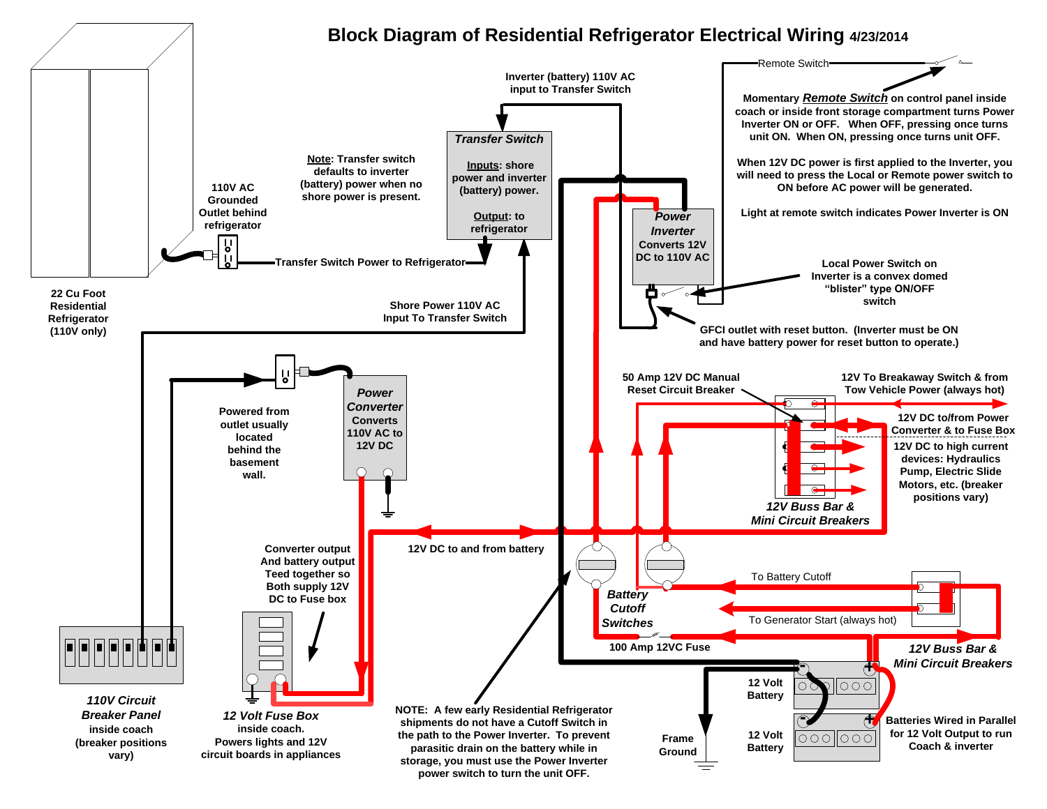# Block Diagram of Residential Refrigerator Electrical Wiring 4/23/2014

22 Cu Foot Residential Refrigerator (110V only)

110V AC Grounded Outlet behind refrigerator

Note: Transfer switch defaults to inverter (battery) power when no shore power is present.

**Transfer Switch**

Inputs: shore power and inverter (battery) power.

Output: to refrigerator

Inverter (battery) 110V AC input to Transfer Switch

Transfer Switch Power to Refrigerator

Shore Power 110V AC Input To Transfer Switch

Remote Switch

Momentary *Remote Switch* on control panel inside coach or inside front storage compartment turns Power Inverter ON or OFF. When OFF, pressing once turns unit ON. When ON, pressing once turns unit OFF.

When 12V DC power is first applied to the Inverter, you will need to press the Local or Remote power switch to ON before AC power will be generated.

Light at remote switch indicates Power Inverter is ON

**Power Inverter** Converts 12V DC to 110V AC

Local Power Switch on Inverter is a convex domed “blister” type ON/OFF switch

GFCI outlet with reset button. (Inverter must be ON and have battery power for reset button to operate.)

Powered from outlet usually located behind the basement wall.

**Power Converter** Converts 110V AC to 12V DC

50 Amp 12V DC Manual Reset Circuit Breaker

12V To Breakaway Switch & from Tow Vehicle Power (always hot)

12V DC to/from Power Converter & to Fuse Box

12V DC to high current devices: Hydraulics Pump, Electric Slide Motors, etc. (breaker positions vary)

*12V Buss Bar & Mini Circuit Breakers*

Converter output And battery output Teed together so Both supply 12V DC to Fuse box

12V DC to and from battery

*Battery Cutoff Switches*

To Battery Cutoff

To Generator Start (always hot)

100 Amp 12VC Fuse

*12V Buss Bar & Mini Circuit Breakers*

*110V Circuit Breaker Panel* inside coach (breaker positions vary)

*12 Volt Fuse Box* inside coach. Powers lights and 12V circuit boards in appliances

NOTE: A few early Residential Refrigerator shipments do not have a Cutoff Switch in the path to the Power Inverter. To prevent parasitic drain on the battery while in storage, you must use the Power Inverter power switch to turn the unit OFF.

Frame Ground

12 Volt Battery

12 Volt Battery

Batteries Wired in Parallel for 12 Volt Output to run Coach & inverter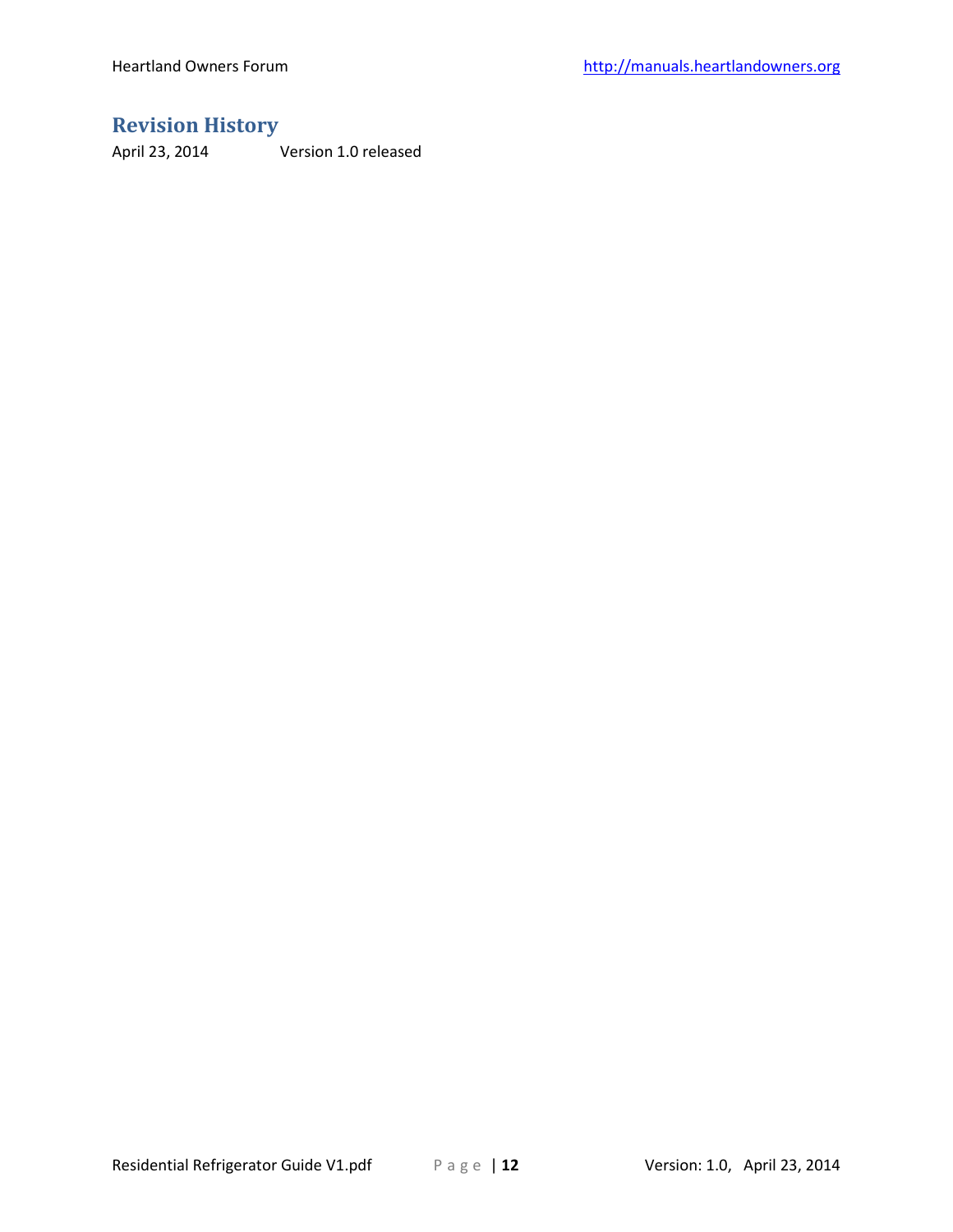## Revision History

| | |
|---|---|
| April 23, 2014 | Version 1.0 released |